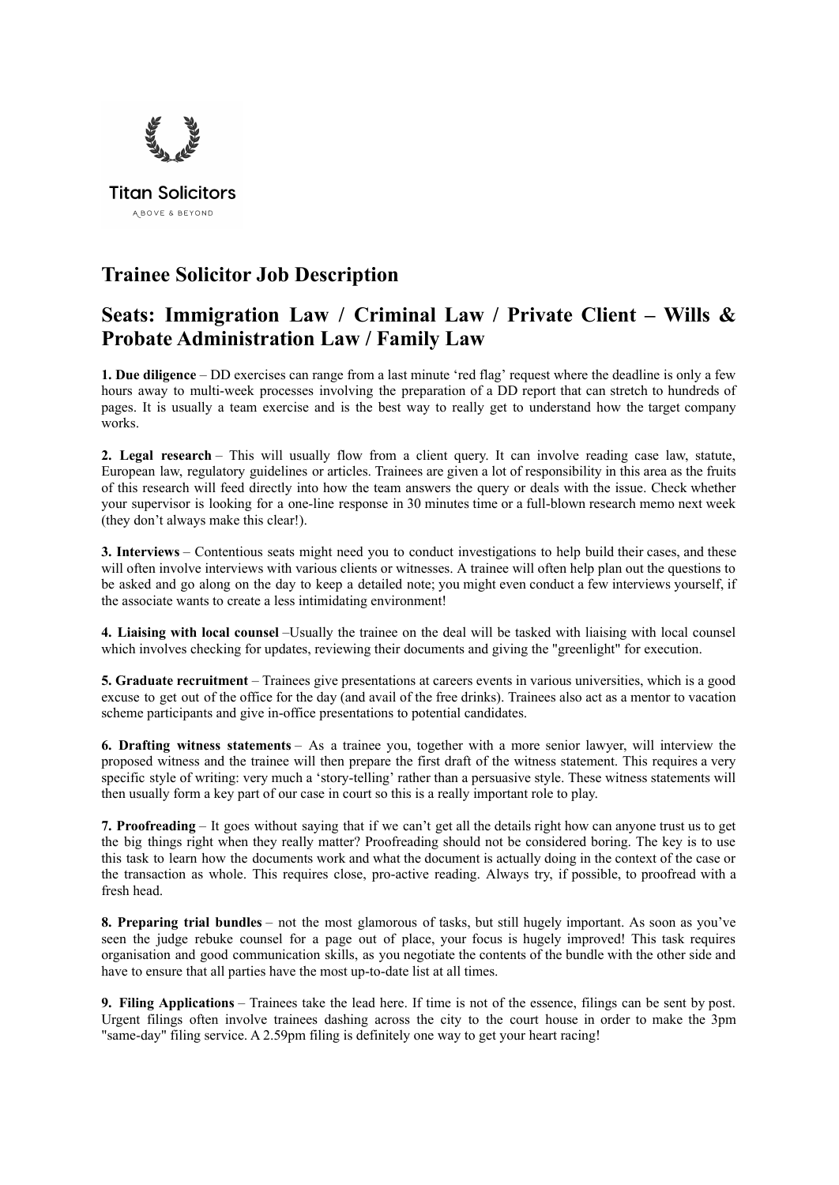Titan Solicitors

ABOVE & BEYOND

# Trainee Solicitor Job Description

## Seats: Immigration Law / Criminal Law / Private Client – Wills & Probate Administration Law / Family Law

**1. Due diligence** – DD exercises can range from a last minute 'red flag' request where the deadline is only a few hours away to multi-week processes involving the preparation of a DD report that can stretch to hundreds of pages. It is usually a team exercise and is the best way to really get to understand how the target company works.

**2. Legal research** – This will usually flow from a client query. It can involve reading case law, statute, European law, regulatory guidelines or articles. Trainees are given a lot of responsibility in this area as the fruits of this research will feed directly into how the team answers the query or deals with the issue. Check whether your supervisor is looking for a one-line response in 30 minutes time or a full-blown research memo next week (they don't always make this clear!).

**3. Interviews** – Contentious seats might need you to conduct investigations to help build their cases, and these will often involve interviews with various clients or witnesses. A trainee will often help plan out the questions to be asked and go along on the day to keep a detailed note; you might even conduct a few interviews yourself, if the associate wants to create a less intimidating environment!

**4. Liaising with local counsel** –Usually the trainee on the deal will be tasked with liaising with local counsel which involves checking for updates, reviewing their documents and giving the "greenlight" for execution.

**5. Graduate recruitment** – Trainees give presentations at careers events in various universities, which is a good excuse to get out of the office for the day (and avail of the free drinks). Trainees also act as a mentor to vacation scheme participants and give in-office presentations to potential candidates.

**6. Drafting witness statements** – As a trainee you, together with a more senior lawyer, will interview the proposed witness and the trainee will then prepare the first draft of the witness statement. This requires a very specific style of writing: very much a 'story-telling' rather than a persuasive style. These witness statements will then usually form a key part of our case in court so this is a really important role to play.

**7. Proofreading** – It goes without saying that if we can't get all the details right how can anyone trust us to get the big things right when they really matter? Proofreading should not be considered boring. The key is to use this task to learn how the documents work and what the document is actually doing in the context of the case or the transaction as whole. This requires close, pro-active reading. Always try, if possible, to proofread with a fresh head.

**8. Preparing trial bundles** – not the most glamorous of tasks, but still hugely important. As soon as you've seen the judge rebuke counsel for a page out of place, your focus is hugely improved! This task requires organisation and good communication skills, as you negotiate the contents of the bundle with the other side and have to ensure that all parties have the most up-to-date list at all times.

**9. Filing Applications** – Trainees take the lead here. If time is not of the essence, filings can be sent by post. Urgent filings often involve trainees dashing across the city to the court house in order to make the 3pm "same-day" filing service. A 2.59pm filing is definitely one way to get your heart racing!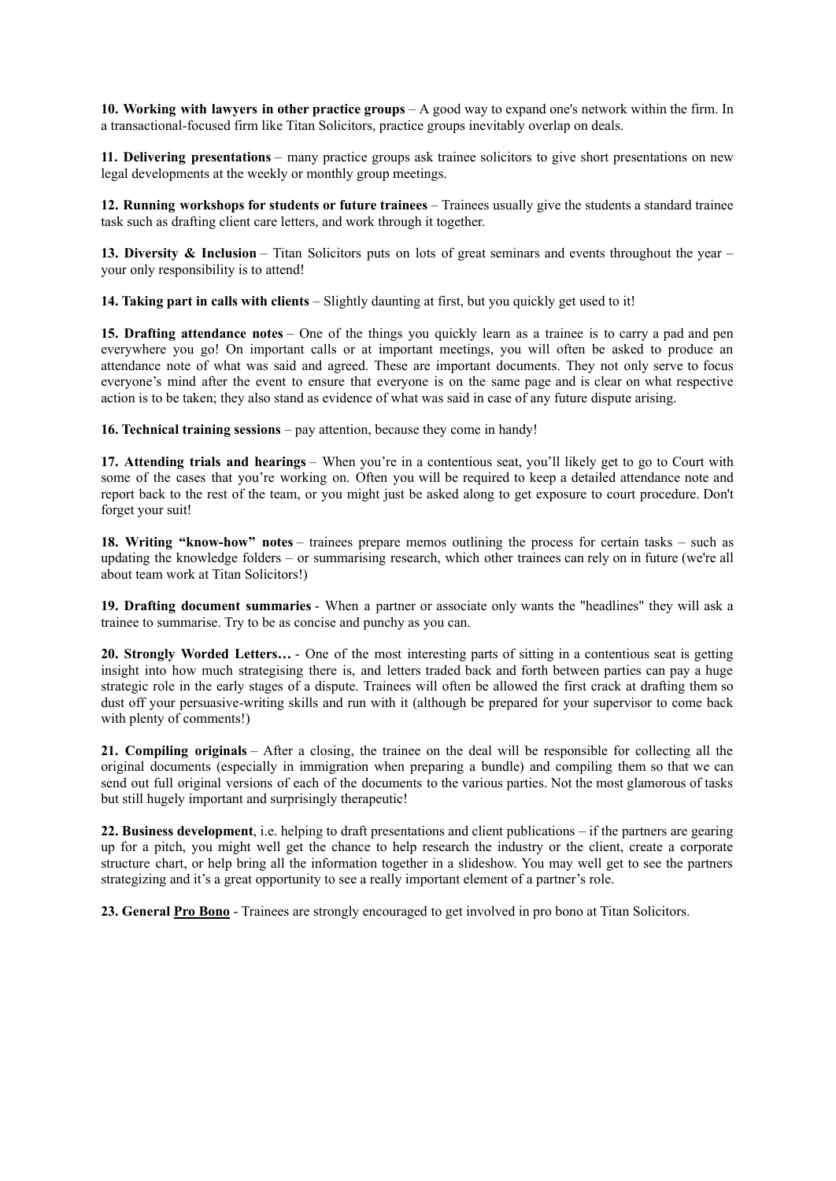**10. Working with lawyers in other practice groups** – A good way to expand one's network within the firm. In a transactional-focused firm like Titan Solicitors, practice groups inevitably overlap on deals.

**11. Delivering presentations** – many practice groups ask trainee solicitors to give short presentations on new legal developments at the weekly or monthly group meetings.

**12. Running workshops for students or future trainees** – Trainees usually give the students a standard trainee task such as drafting client care letters, and work through it together.

**13. Diversity & Inclusion** – Titan Solicitors puts on lots of great seminars and events throughout the year – your only responsibility is to attend!

**14. Taking part in calls with clients** – Slightly daunting at first, but you quickly get used to it!

**15. Drafting attendance notes** – One of the things you quickly learn as a trainee is to carry a pad and pen everywhere you go! On important calls or at important meetings, you will often be asked to produce an attendance note of what was said and agreed. These are important documents. They not only serve to focus everyone's mind after the event to ensure that everyone is on the same page and is clear on what respective action is to be taken; they also stand as evidence of what was said in case of any future dispute arising.

**16. Technical training sessions** – pay attention, because they come in handy!

**17. Attending trials and hearings** – When you're in a contentious seat, you'll likely get to go to Court with some of the cases that you're working on. Often you will be required to keep a detailed attendance note and report back to the rest of the team, or you might just be asked along to get exposure to court procedure. Don't forget your suit!

**18. Writing "know-how" notes** – trainees prepare memos outlining the process for certain tasks – such as updating the knowledge folders – or summarising research, which other trainees can rely on in future (we're all about team work at Titan Solicitors!)

**19. Drafting document summaries** - When a partner or associate only wants the "headlines" they will ask a trainee to summarise. Try to be as concise and punchy as you can.

**20. Strongly Worded Letters…** - One of the most interesting parts of sitting in a contentious seat is getting insight into how much strategising there is, and letters traded back and forth between parties can pay a huge strategic role in the early stages of a dispute. Trainees will often be allowed the first crack at drafting them so dust off your persuasive-writing skills and run with it (although be prepared for your supervisor to come back with plenty of comments!)

**21. Compiling originals** – After a closing, the trainee on the deal will be responsible for collecting all the original documents (especially in immigration when preparing a bundle) and compiling them so that we can send out full original versions of each of the documents to the various parties. Not the most glamorous of tasks but still hugely important and surprisingly therapeutic!

**22. Business development**, i.e. helping to draft presentations and client publications – if the partners are gearing up for a pitch, you might well get the chance to help research the industry or the client, create a corporate structure chart, or help bring all the information together in a slideshow. You may well get to see the partners strategizing and it's a great opportunity to see a really important element of a partner's role.

**23. General Pro Bono** - Trainees are strongly encouraged to get involved in pro bono at Titan Solicitors.